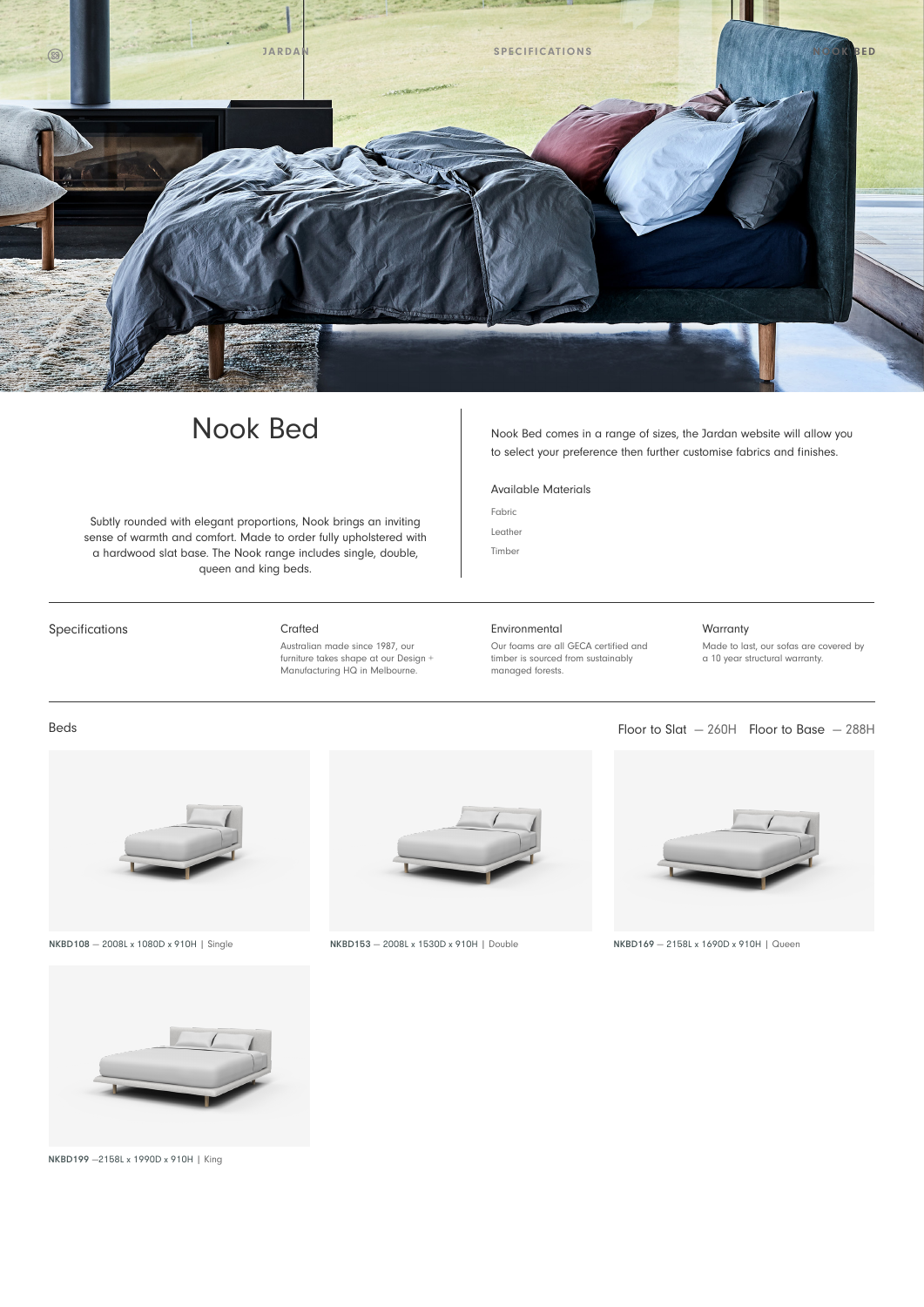# Nook Bed

Subtly rounded with elegant proportions, Nook brings an inviting sense of warmth and comfort. Made to order fully upholstered with a hardwood slat base. The Nook range includes single, double, queen and king beds.

Nook Bed comes in a range of sizes, the Jardan website will allow you to select your preference then further customise fabrics and finishes.

### Available Materials

Fabric

Leather

Timber

## Specifications

### Crafted

Australian made since 1987, our furniture takes shape at our Design + Manufacturing HQ in Melbourne.

### Environmental

Our foams are all GECA certified and timber is sourced from sustainably managed forests.

### Warranty

Made to last, our sofas are covered by a 10 year structural warranty.

## Beds

Floor to Slat — 260H Floor to Base — 288H

NKBD108 — 2008L x 1080D x 910H | Single

NKBD153 — 2008L x 1530D x 910H | Double

NKBD169 — 2158L x 1690D x 910H | Queen

NKBD199 —2158L x 1990D x 910H | King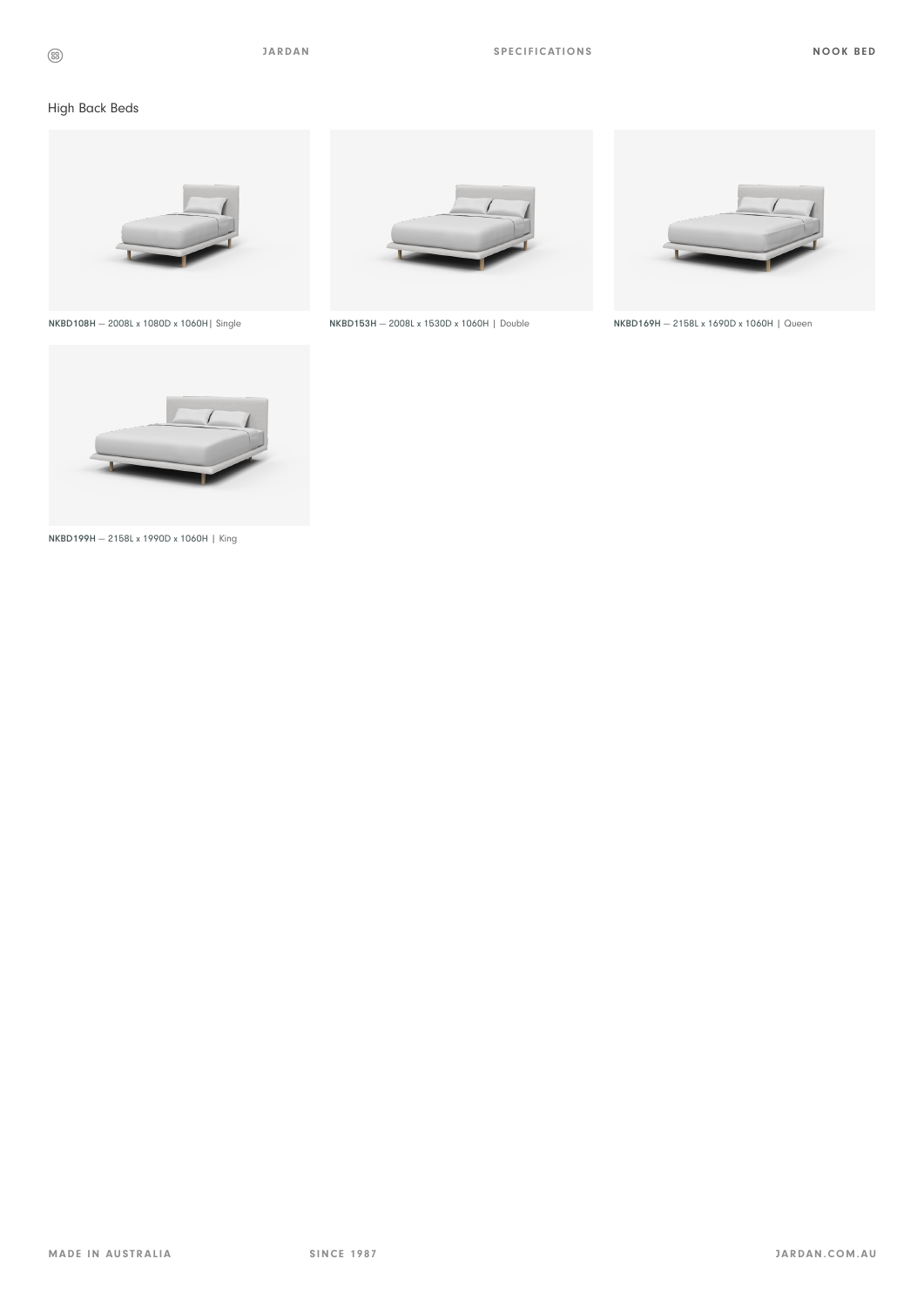## High Back Beds

**NKBD108H** — 2008L x 1080D x 1060H| Single

**NKBD153H** — 2008L x 1530D x 1060H | Double

**NKBD169H** — 2158L x 1690D x 1060H | Queen

**NKBD199H** — 2158L x 1990D x 1060H | King